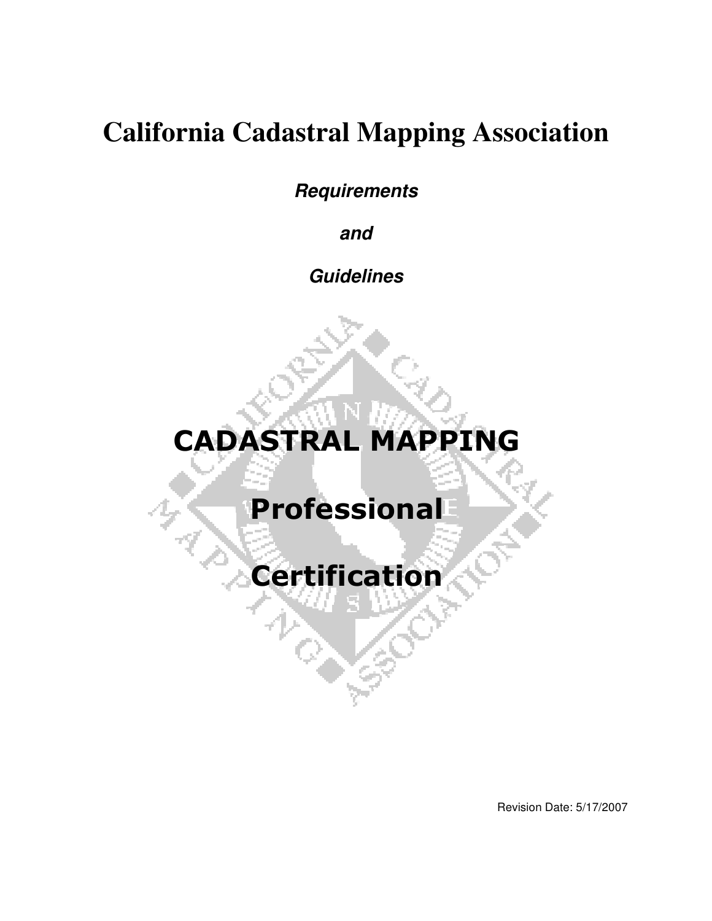# California Cadastral Mapping Association

***Requirements***

***and***

***Guidelines***

**CADASTRAL MAPPING**

**Professional**

**Certification**

Revision Date: 5/17/2007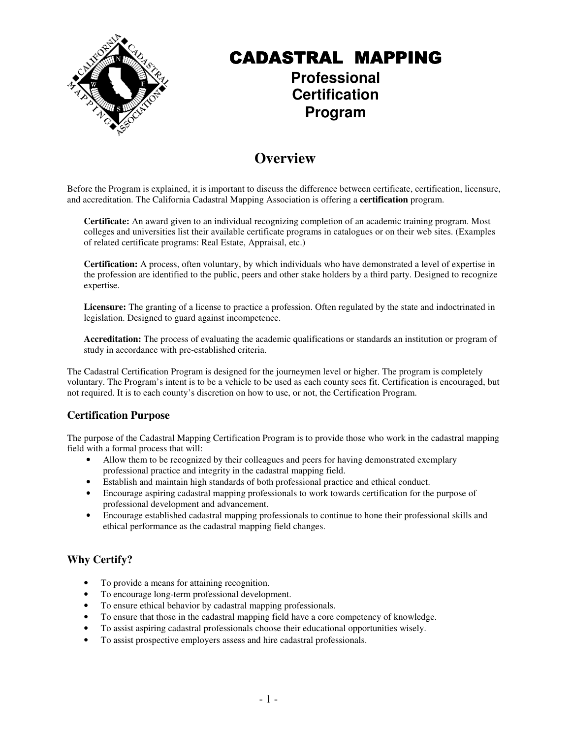# CADASTRAL MAPPING

**Professional Certification Program**

## Overview

Before the Program is explained, it is important to discuss the difference between certificate, certification, licensure, and accreditation. The California Cadastral Mapping Association is offering a **certification** program.

**Certificate:** An award given to an individual recognizing completion of an academic training program. Most colleges and universities list their available certificate programs in catalogues or on their web sites. (Examples of related certificate programs: Real Estate, Appraisal, etc.)

**Certification:** A process, often voluntary, by which individuals who have demonstrated a level of expertise in the profession are identified to the public, peers and other stake holders by a third party. Designed to recognize expertise.

**Licensure:** The granting of a license to practice a profession. Often regulated by the state and indoctrinated in legislation. Designed to guard against incompetence.

**Accreditation:** The process of evaluating the academic qualifications or standards an institution or program of study in accordance with pre-established criteria.

The Cadastral Certification Program is designed for the journeymen level or higher. The program is completely voluntary. The Program's intent is to be a vehicle to be used as each county sees fit. Certification is encouraged, but not required. It is to each county's discretion on how to use, or not, the Certification Program.

### Certification Purpose

The purpose of the Cadastral Mapping Certification Program is to provide those who work in the cadastral mapping field with a formal process that will:

- Allow them to be recognized by their colleagues and peers for having demonstrated exemplary professional practice and integrity in the cadastral mapping field.
- Establish and maintain high standards of both professional practice and ethical conduct.
- Encourage aspiring cadastral mapping professionals to work towards certification for the purpose of professional development and advancement.
- Encourage established cadastral mapping professionals to continue to hone their professional skills and ethical performance as the cadastral mapping field changes.

### Why Certify?

- To provide a means for attaining recognition.
- To encourage long-term professional development.
- To ensure ethical behavior by cadastral mapping professionals.
- To ensure that those in the cadastral mapping field have a core competency of knowledge.
- To assist aspiring cadastral professionals choose their educational opportunities wisely.
- To assist prospective employers assess and hire cadastral professionals.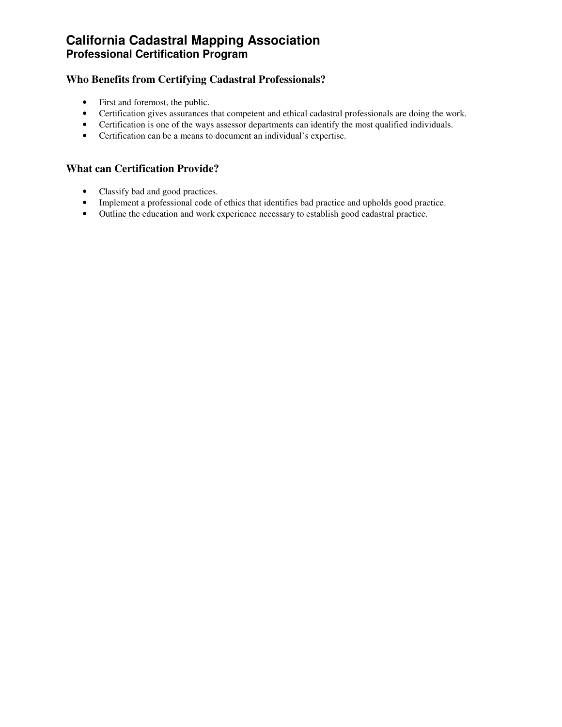# California Cadastral Mapping Association

## Professional Certification Program

### Who Benefits from Certifying Cadastral Professionals?

- First and foremost, the public.
- Certification gives assurances that competent and ethical cadastral professionals are doing the work.
- Certification is one of the ways assessor departments can identify the most qualified individuals.
- Certification can be a means to document an individual's expertise.

### What can Certification Provide?

- Classify bad and good practices.
- Implement a professional code of ethics that identifies bad practice and upholds good practice.
- Outline the education and work experience necessary to establish good cadastral practice.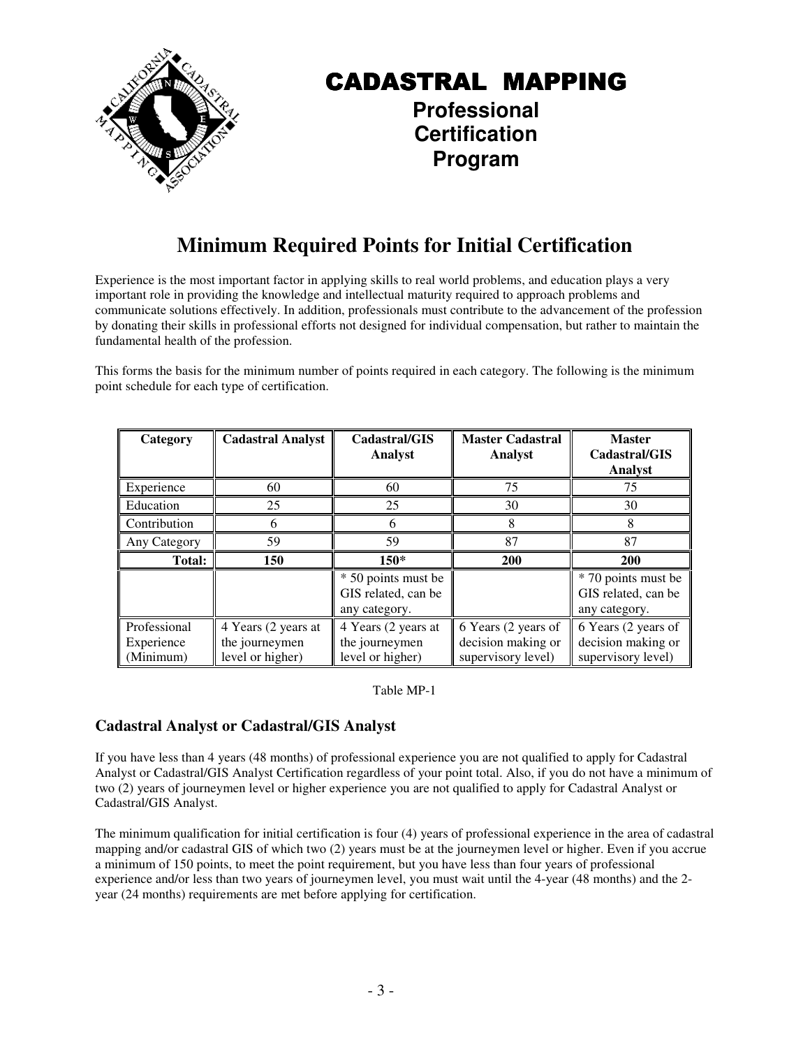# CADASTRAL MAPPING

**Professional Certification Program**

## Minimum Required Points for Initial Certification

Experience is the most important factor in applying skills to real world problems, and education plays a very important role in providing the knowledge and intellectual maturity required to approach problems and communicate solutions effectively. In addition, professionals must contribute to the advancement of the profession by donating their skills in professional efforts not designed for individual compensation, but rather to maintain the fundamental health of the profession.

This forms the basis for the minimum number of points required in each category. The following is the minimum point schedule for each type of certification.

| Category | Cadastral Analyst | Cadastral/GIS Analyst | Master Cadastral Analyst | Master Cadastral/GIS Analyst |
|---|---|---|---|---|
| Experience | 60 | 60 | 75 | 75 |
| Education | 25 | 25 | 30 | 30 |
| Contribution | 6 | 6 | 8 | 8 |
| Any Category | 59 | 59 | 87 | 87 |
| **Total:** | **150** | **150*** | **200** | **200** |
| | | * 50 points must be GIS related, can be any category. | | * 70 points must be GIS related, can be any category. |
| Professional Experience (Minimum) | 4 Years (2 years at the journeymen level or higher) | 4 Years (2 years at the journeymen level or higher) | 6 Years (2 years of decision making or supervisory level) | 6 Years (2 years of decision making or supervisory level) |

Table MP-1

### Cadastral Analyst or Cadastral/GIS Analyst

If you have less than 4 years (48 months) of professional experience you are not qualified to apply for Cadastral Analyst or Cadastral/GIS Analyst Certification regardless of your point total. Also, if you do not have a minimum of two (2) years of journeymen level or higher experience you are not qualified to apply for Cadastral Analyst or Cadastral/GIS Analyst.

The minimum qualification for initial certification is four (4) years of professional experience in the area of cadastral mapping and/or cadastral GIS of which two (2) years must be at the journeymen level or higher. Even if you accrue a minimum of 150 points, to meet the point requirement, but you have less than four years of professional experience and/or less than two years of journeymen level, you must wait until the 4-year (48 months) and the 2-year (24 months) requirements are met before applying for certification.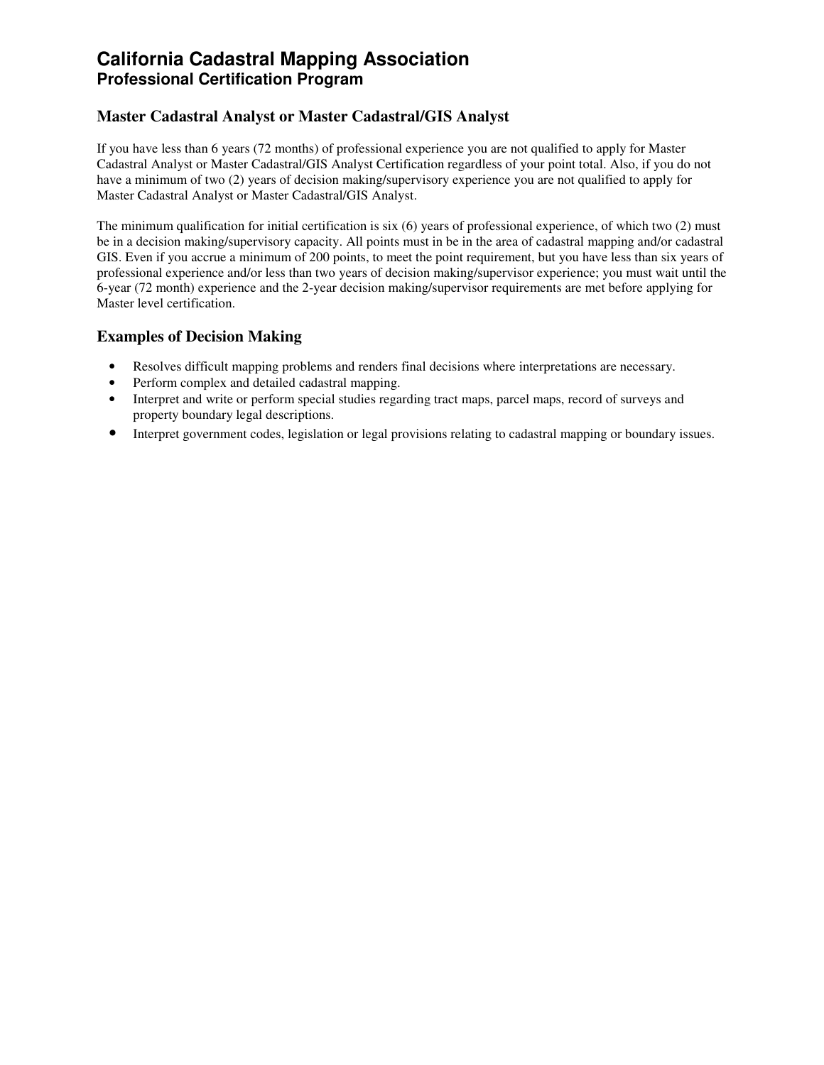# California Cadastral Mapping Association
## Professional Certification Program

### Master Cadastral Analyst or Master Cadastral/GIS Analyst

If you have less than 6 years (72 months) of professional experience you are not qualified to apply for Master Cadastral Analyst or Master Cadastral/GIS Analyst Certification regardless of your point total. Also, if you do not have a minimum of two (2) years of decision making/supervisory experience you are not qualified to apply for Master Cadastral Analyst or Master Cadastral/GIS Analyst.

The minimum qualification for initial certification is six (6) years of professional experience, of which two (2) must be in a decision making/supervisory capacity. All points must in be in the area of cadastral mapping and/or cadastral GIS. Even if you accrue a minimum of 200 points, to meet the point requirement, but you have less than six years of professional experience and/or less than two years of decision making/supervisor experience; you must wait until the 6-year (72 month) experience and the 2-year decision making/supervisor requirements are met before applying for Master level certification.

### Examples of Decision Making

- Resolves difficult mapping problems and renders final decisions where interpretations are necessary.
- Perform complex and detailed cadastral mapping.
- Interpret and write or perform special studies regarding tract maps, parcel maps, record of surveys and property boundary legal descriptions.
- Interpret government codes, legislation or legal provisions relating to cadastral mapping or boundary issues.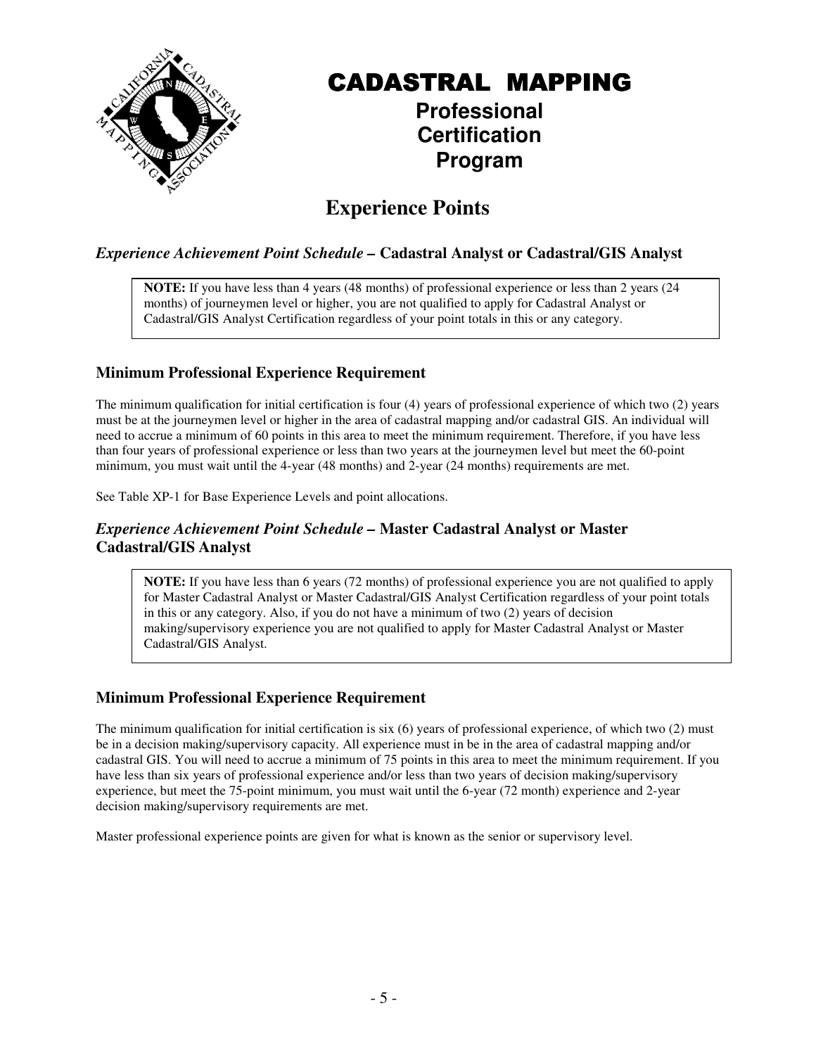# CADASTRAL MAPPING

**Professional Certification Program**

## Experience Points

### *Experience Achievement Point Schedule* – Cadastral Analyst or Cadastral/GIS Analyst

> **NOTE:** If you have less than 4 years (48 months) of professional experience or less than 2 years (24 months) of journeymen level or higher, you are not qualified to apply for Cadastral Analyst or Cadastral/GIS Analyst Certification regardless of your point totals in this or any category.

### Minimum Professional Experience Requirement

The minimum qualification for initial certification is four (4) years of professional experience of which two (2) years must be at the journeymen level or higher in the area of cadastral mapping and/or cadastral GIS. An individual will need to accrue a minimum of 60 points in this area to meet the minimum requirement. Therefore, if you have less than four years of professional experience or less than two years at the journeymen level but meet the 60-point minimum, you must wait until the 4-year (48 months) and 2-year (24 months) requirements are met.

See Table XP-1 for Base Experience Levels and point allocations.

### *Experience Achievement Point Schedule* – Master Cadastral Analyst or Master Cadastral/GIS Analyst

> **NOTE:** If you have less than 6 years (72 months) of professional experience you are not qualified to apply for Master Cadastral Analyst or Master Cadastral/GIS Analyst Certification regardless of your point totals in this or any category. Also, if you do not have a minimum of two (2) years of decision making/supervisory experience you are not qualified to apply for Master Cadastral Analyst or Master Cadastral/GIS Analyst.

### Minimum Professional Experience Requirement

The minimum qualification for initial certification is six (6) years of professional experience, of which two (2) must be in a decision making/supervisory capacity. All experience must in be in the area of cadastral mapping and/or cadastral GIS. You will need to accrue a minimum of 75 points in this area to meet the minimum requirement. If you have less than six years of professional experience and/or less than two years of decision making/supervisory experience, but meet the 75-point minimum, you must wait until the 6-year (72 month) experience and 2-year decision making/supervisory requirements are met.

Master professional experience points are given for what is known as the senior or supervisory level.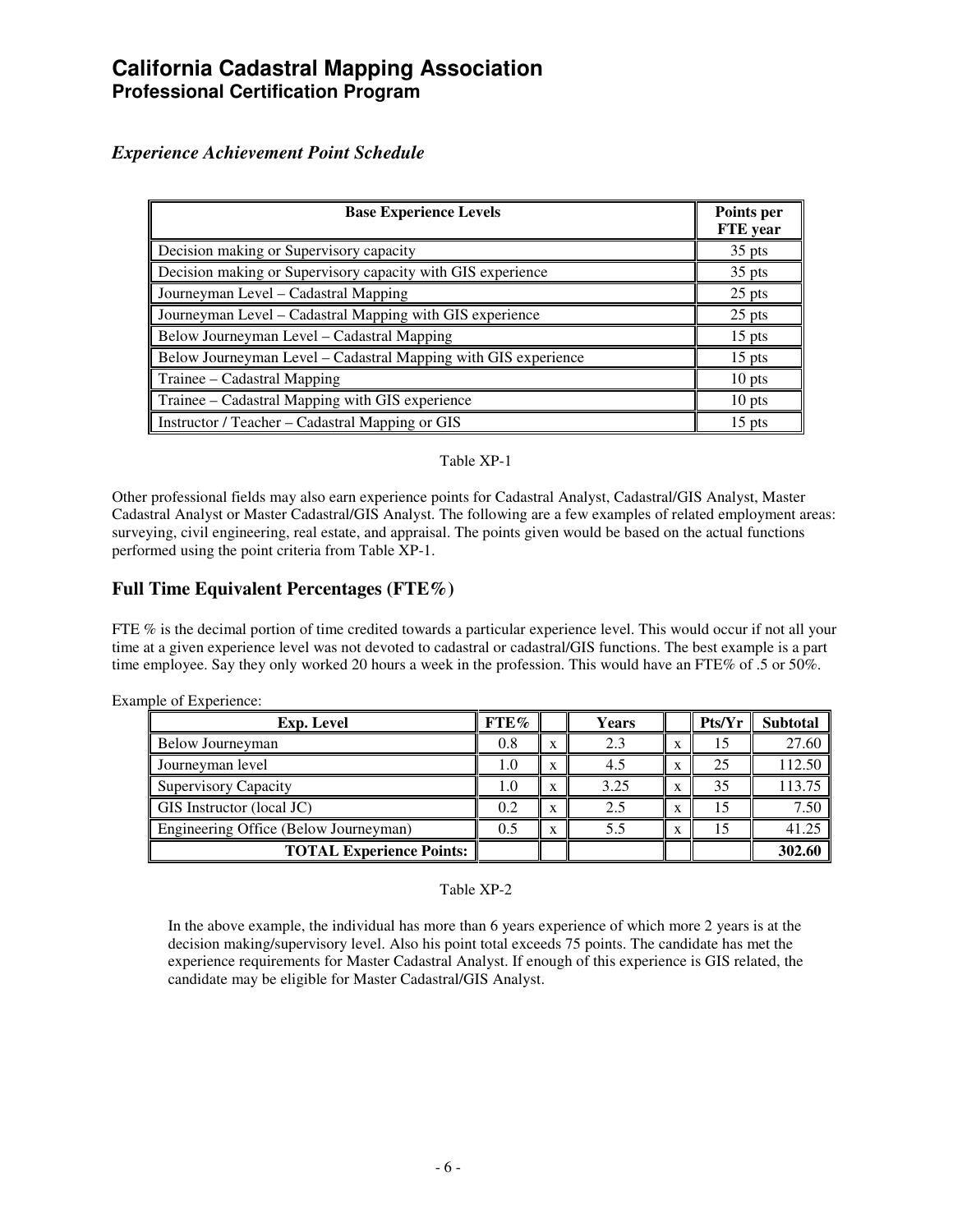# California Cadastral Mapping Association
## Professional Certification Program

### *Experience Achievement Point Schedule*

| Base Experience Levels | Points per FTE year |
|---|---|
| Decision making or Supervisory capacity | 35 pts |
| Decision making or Supervisory capacity with GIS experience | 35 pts |
| Journeyman Level – Cadastral Mapping | 25 pts |
| Journeyman Level – Cadastral Mapping with GIS experience | 25 pts |
| Below Journeyman Level – Cadastral Mapping | 15 pts |
| Below Journeyman Level – Cadastral Mapping with GIS experience | 15 pts |
| Trainee – Cadastral Mapping | 10 pts |
| Trainee – Cadastral Mapping with GIS experience | 10 pts |
| Instructor / Teacher – Cadastral Mapping or GIS | 15 pts |

Table XP-1

Other professional fields may also earn experience points for Cadastral Analyst, Cadastral/GIS Analyst, Master Cadastral Analyst or Master Cadastral/GIS Analyst. The following are a few examples of related employment areas: surveying, civil engineering, real estate, and appraisal. The points given would be based on the actual functions performed using the point criteria from Table XP-1.

## Full Time Equivalent Percentages (FTE%)

FTE % is the decimal portion of time credited towards a particular experience level. This would occur if not all your time at a given experience level was not devoted to cadastral or cadastral/GIS functions. The best example is a part time employee. Say they only worked 20 hours a week in the profession. This would have an FTE% of .5 or 50%.

Example of Experience:

| Exp. Level | FTE% | | Years | | Pts/Yr | Subtotal |
|---|---|---|---|---|---|---|
| Below Journeyman | 0.8 | x | 2.3 | x | 15 | 27.60 |
| Journeyman level | 1.0 | x | 4.5 | x | 25 | 112.50 |
| Supervisory Capacity | 1.0 | x | 3.25 | x | 35 | 113.75 |
| GIS Instructor (local JC) | 0.2 | x | 2.5 | x | 15 | 7.50 |
| Engineering Office (Below Journeyman) | 0.5 | x | 5.5 | x | 15 | 41.25 |
| **TOTAL Experience Points:** | | | | | | **302.60** |

Table XP-2

In the above example, the individual has more than 6 years experience of which more 2 years is at the decision making/supervisory level. Also his point total exceeds 75 points. The candidate has met the experience requirements for Master Cadastral Analyst. If enough of this experience is GIS related, the candidate may be eligible for Master Cadastral/GIS Analyst.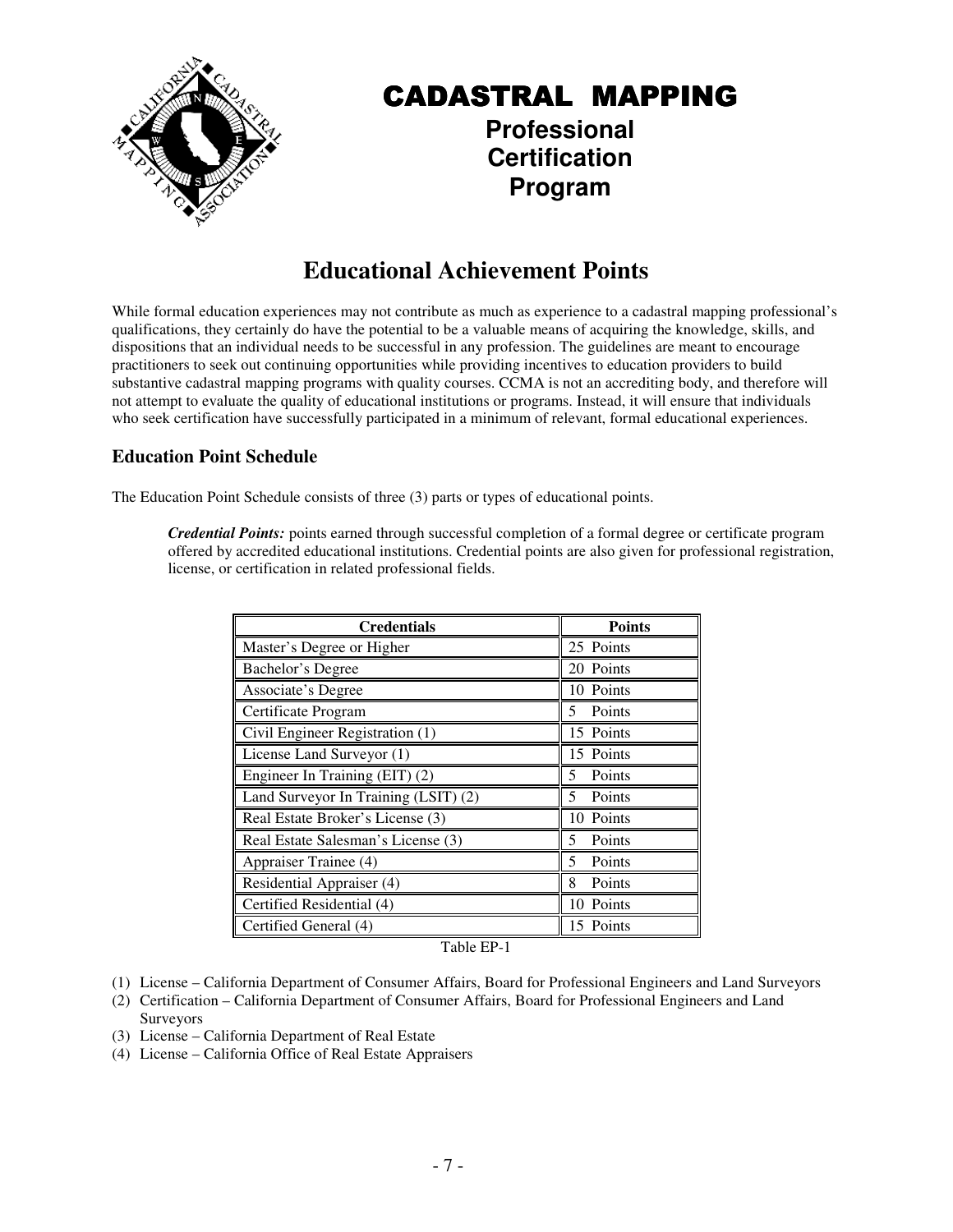# CADASTRAL MAPPING

**Professional Certification Program**

## Educational Achievement Points

While formal education experiences may not contribute as much as experience to a cadastral mapping professional's qualifications, they certainly do have the potential to be a valuable means of acquiring the knowledge, skills, and dispositions that an individual needs to be successful in any profession. The guidelines are meant to encourage practitioners to seek out continuing opportunities while providing incentives to education providers to build substantive cadastral mapping programs with quality courses. CCMA is not an accrediting body, and therefore will not attempt to evaluate the quality of educational institutions or programs. Instead, it will ensure that individuals who seek certification have successfully participated in a minimum of relevant, formal educational experiences.

### Education Point Schedule

The Education Point Schedule consists of three (3) parts or types of educational points.

> ***Credential Points:*** points earned through successful completion of a formal degree or certificate program offered by accredited educational institutions. Credential points are also given for professional registration, license, or certification in related professional fields.

| Credentials | Points |
|---|---|
| Master's Degree or Higher | 25 Points |
| Bachelor's Degree | 20 Points |
| Associate's Degree | 10 Points |
| Certificate Program | 5 Points |
| Civil Engineer Registration (1) | 15 Points |
| License Land Surveyor (1) | 15 Points |
| Engineer In Training (EIT) (2) | 5 Points |
| Land Surveyor In Training (LSIT) (2) | 5 Points |
| Real Estate Broker's License (3) | 10 Points |
| Real Estate Salesman's License (3) | 5 Points |
| Appraiser Trainee (4) | 5 Points |
| Residential Appraiser (4) | 8 Points |
| Certified Residential (4) | 10 Points |
| Certified General (4) | 15 Points |

Table EP-1

(1) License – California Department of Consumer Affairs, Board for Professional Engineers and Land Surveyors
(2) Certification – California Department of Consumer Affairs, Board for Professional Engineers and Land Surveyors
(3) License – California Department of Real Estate
(4) License – California Office of Real Estate Appraisers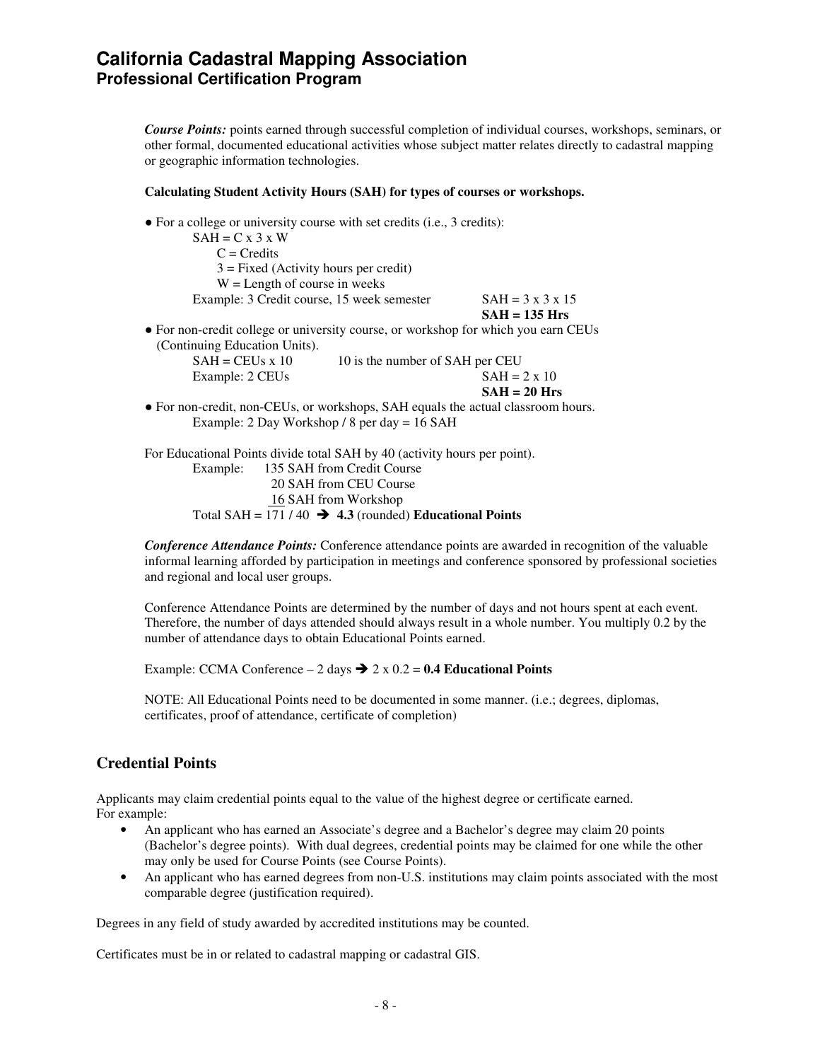***Course Points:*** points earned through successful completion of individual courses, workshops, seminars, or other formal, documented educational activities whose subject matter relates directly to cadastral mapping or geographic information technologies.

**Calculating Student Activity Hours (SAH) for types of courses or workshops.**

- For a college or university course with set credits (i.e., 3 credits):

  SAH = C x 3 x W

  C = Credits

  3 = Fixed (Activity hours per credit)

  W = Length of course in weeks

  Example: 3 Credit course, 15 week semester SAH = 3 x 3 x 15

  **SAH = 135 Hrs**

- For non-credit college or university course, or workshop for which you earn CEUs (Continuing Education Units).

  SAH = CEUs x 10 10 is the number of SAH per CEU

  Example: 2 CEUs SAH = 2 x 10

  **SAH = 20 Hrs**

- For non-credit, non-CEUs, or workshops, SAH equals the actual classroom hours.

  Example: 2 Day Workshop / 8 per day = 16 SAH

For Educational Points divide total SAH by 40 (activity hours per point).

Example: 135 SAH from Credit Course

20 SAH from CEU Course

16 SAH from Workshop

Total SAH = 171 / 40 ➔ **4.3** (rounded) **Educational Points**

***Conference Attendance Points:*** Conference attendance points are awarded in recognition of the valuable informal learning afforded by participation in meetings and conference sponsored by professional societies and regional and local user groups.

Conference Attendance Points are determined by the number of days and not hours spent at each event. Therefore, the number of days attended should always result in a whole number. You multiply 0.2 by the number of attendance days to obtain Educational Points earned.

Example: CCMA Conference – 2 days ➔ 2 x 0.2 = **0.4 Educational Points**

NOTE: All Educational Points need to be documented in some manner. (i.e.; degrees, diplomas, certificates, proof of attendance, certificate of completion)

## Credential Points

Applicants may claim credential points equal to the value of the highest degree or certificate earned. For example:

- An applicant who has earned an Associate's degree and a Bachelor's degree may claim 20 points (Bachelor's degree points). With dual degrees, credential points may be claimed for one while the other may only be used for Course Points (see Course Points).
- An applicant who has earned degrees from non-U.S. institutions may claim points associated with the most comparable degree (justification required).

Degrees in any field of study awarded by accredited institutions may be counted.

Certificates must be in or related to cadastral mapping or cadastral GIS.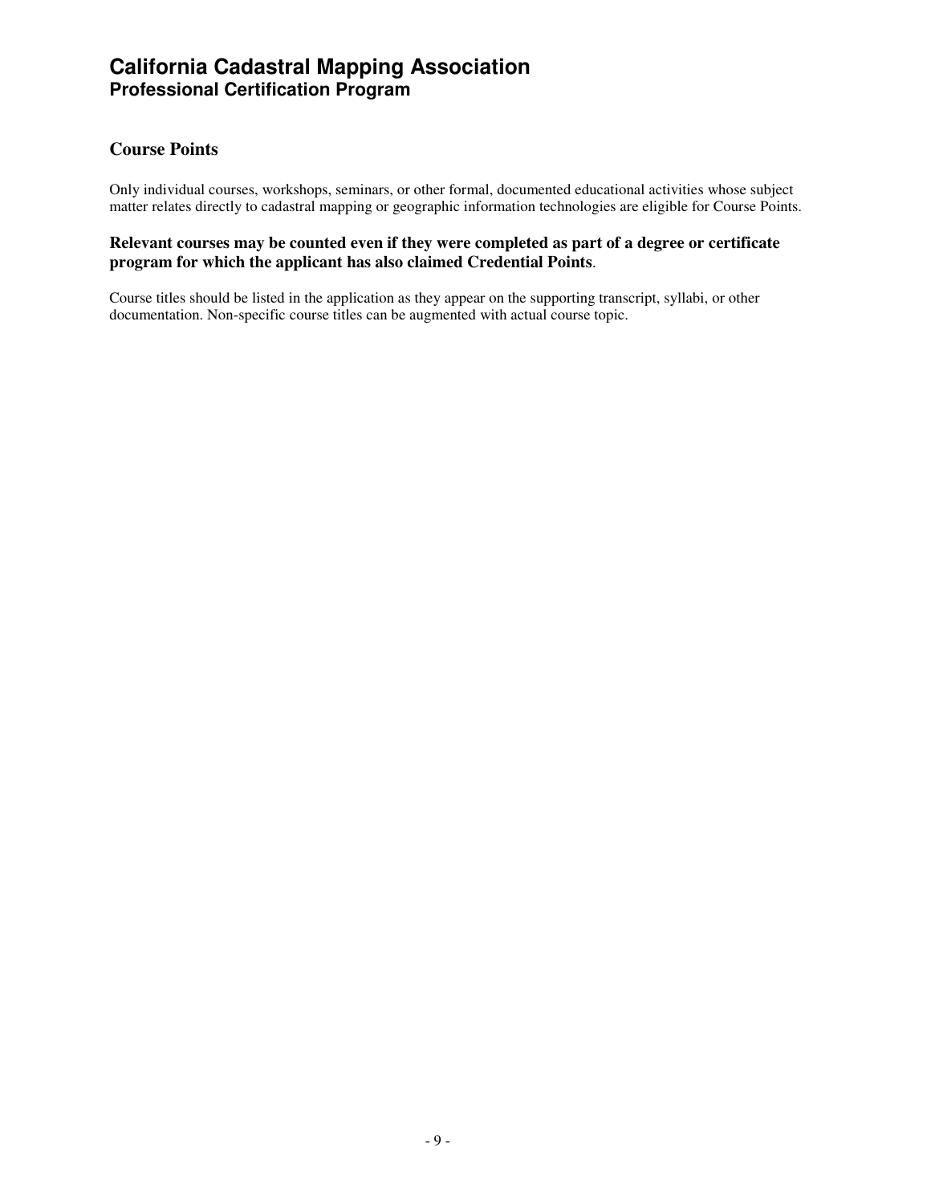## Course Points

Only individual courses, workshops, seminars, or other formal, documented educational activities whose subject matter relates directly to cadastral mapping or geographic information technologies are eligible for Course Points.

**Relevant courses may be counted even if they were completed as part of a degree or certificate program for which the applicant has also claimed Credential Points**.

Course titles should be listed in the application as they appear on the supporting transcript, syllabi, or other documentation. Non-specific course titles can be augmented with actual course topic.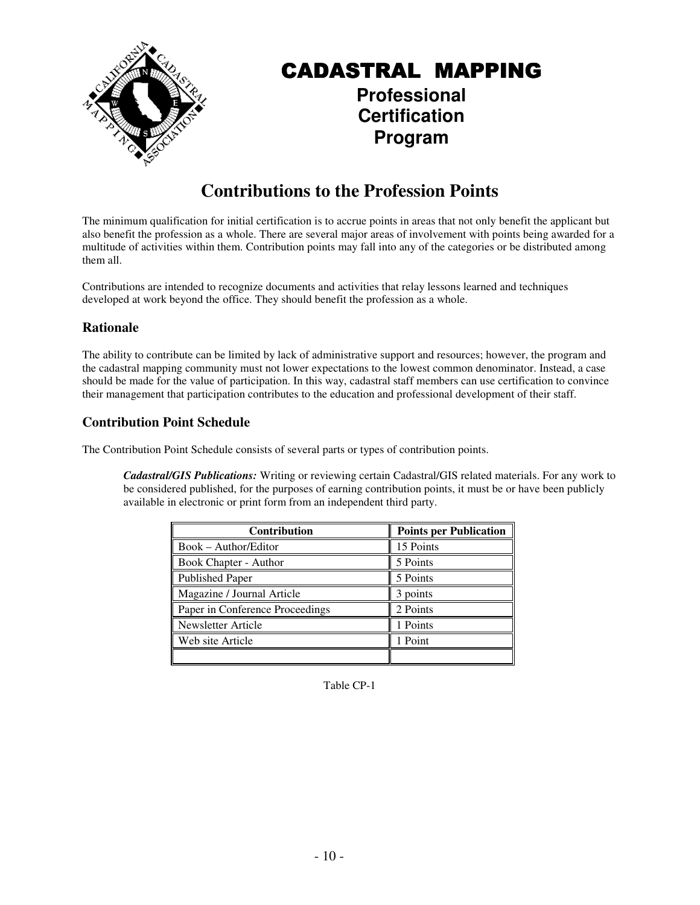# CADASTRAL MAPPING

**Professional Certification Program**

## Contributions to the Profession Points

The minimum qualification for initial certification is to accrue points in areas that not only benefit the applicant but also benefit the profession as a whole. There are several major areas of involvement with points being awarded for a multitude of activities within them. Contribution points may fall into any of the categories or be distributed among them all.

Contributions are intended to recognize documents and activities that relay lessons learned and techniques developed at work beyond the office. They should benefit the profession as a whole.

### Rationale

The ability to contribute can be limited by lack of administrative support and resources; however, the program and the cadastral mapping community must not lower expectations to the lowest common denominator. Instead, a case should be made for the value of participation. In this way, cadastral staff members can use certification to convince their management that participation contributes to the education and professional development of their staff.

### Contribution Point Schedule

The Contribution Point Schedule consists of several parts or types of contribution points.

***Cadastral/GIS Publications:*** Writing or reviewing certain Cadastral/GIS related materials. For any work to be considered published, for the purposes of earning contribution points, it must be or have been publicly available in electronic or print form from an independent third party.

| Contribution | Points per Publication |
|---|---|
| Book – Author/Editor | 15 Points |
| Book Chapter - Author | 5 Points |
| Published Paper | 5 Points |
| Magazine / Journal Article | 3 points |
| Paper in Conference Proceedings | 2 Points |
| Newsletter Article | 1 Points |
| Web site Article | 1 Point |
| | |

Table CP-1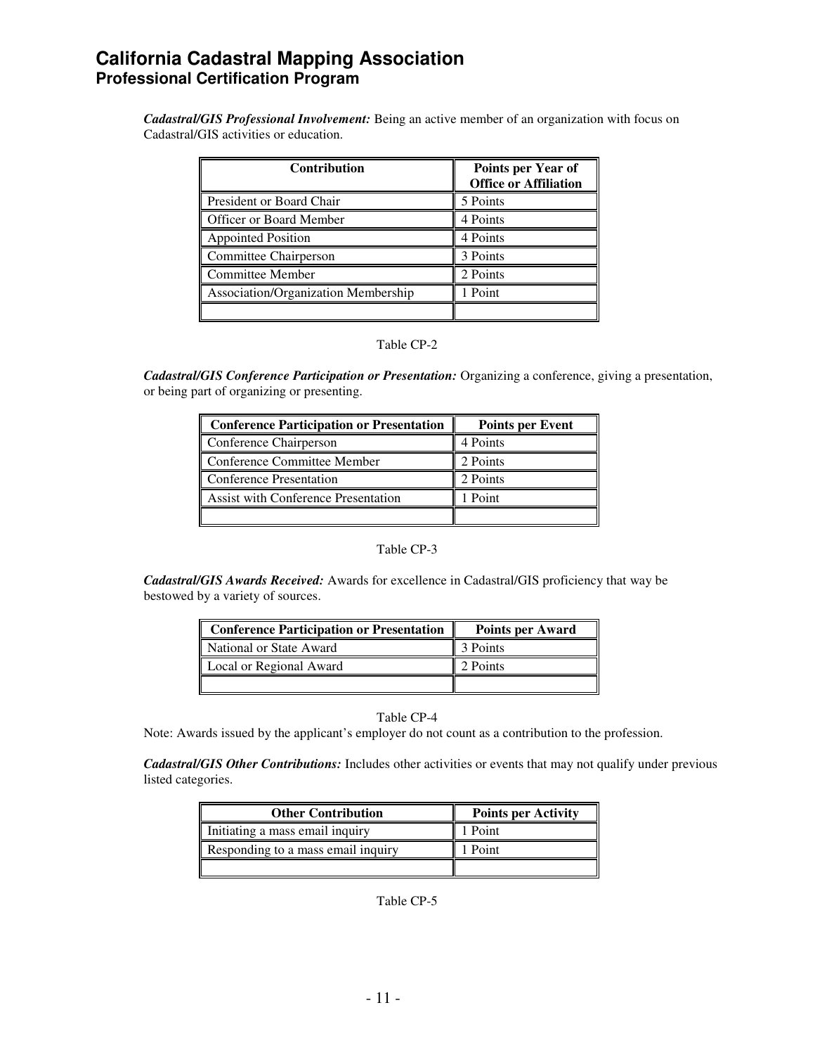***Cadastral/GIS Professional Involvement:*** Being an active member of an organization with focus on Cadastral/GIS activities or education.

| Contribution | Points per Year of Office or Affiliation |
|---|---|
| President or Board Chair | 5 Points |
| Officer or Board Member | 4 Points |
| Appointed Position | 4 Points |
| Committee Chairperson | 3 Points |
| Committee Member | 2 Points |
| Association/Organization Membership | 1 Point |
| | |

Table CP-2

***Cadastral/GIS Conference Participation or Presentation:*** Organizing a conference, giving a presentation, or being part of organizing or presenting.

| Conference Participation or Presentation | Points per Event |
|---|---|
| Conference Chairperson | 4 Points |
| Conference Committee Member | 2 Points |
| Conference Presentation | 2 Points |
| Assist with Conference Presentation | 1 Point |
| | |

Table CP-3

***Cadastral/GIS Awards Received:*** Awards for excellence in Cadastral/GIS proficiency that way be bestowed by a variety of sources.

| Conference Participation or Presentation | Points per Award |
|---|---|
| National or State Award | 3 Points |
| Local or Regional Award | 2 Points |
| | |

Table CP-4

Note: Awards issued by the applicant's employer do not count as a contribution to the profession.

***Cadastral/GIS Other Contributions:*** Includes other activities or events that may not qualify under previous listed categories.

| Other Contribution | Points per Activity |
|---|---|
| Initiating a mass email inquiry | 1 Point |
| Responding to a mass email inquiry | 1 Point |
| | |

Table CP-5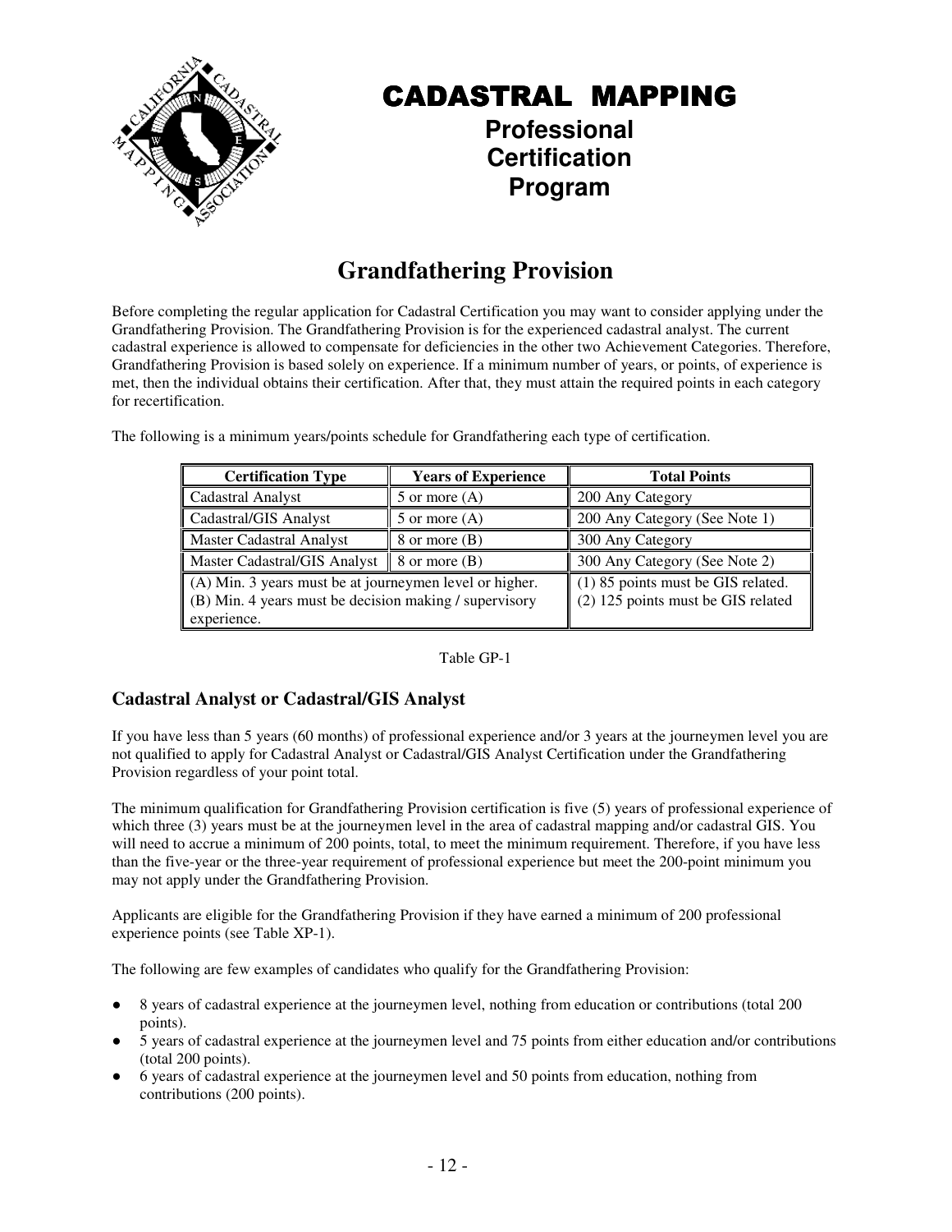# CADASTRAL MAPPING

**Professional Certification Program**

## Grandfathering Provision

Before completing the regular application for Cadastral Certification you may want to consider applying under the Grandfathering Provision. The Grandfathering Provision is for the experienced cadastral analyst. The current cadastral experience is allowed to compensate for deficiencies in the other two Achievement Categories. Therefore, Grandfathering Provision is based solely on experience. If a minimum number of years, or points, of experience is met, then the individual obtains their certification. After that, they must attain the required points in each category for recertification.

The following is a minimum years/points schedule for Grandfathering each type of certification.

| Certification Type | Years of Experience | Total Points |
|---|---|---|
| Cadastral Analyst | 5 or more (A) | 200 Any Category |
| Cadastral/GIS Analyst | 5 or more (A) | 200 Any Category (See Note 1) |
| Master Cadastral Analyst | 8 or more (B) | 300 Any Category |
| Master Cadastral/GIS Analyst | 8 or more (B) | 300 Any Category (See Note 2) |
| (A) Min. 3 years must be at journeymen level or higher.<br>(B) Min. 4 years must be decision making / supervisory experience. | | (1) 85 points must be GIS related.<br>(2) 125 points must be GIS related |

Table GP-1

### Cadastral Analyst or Cadastral/GIS Analyst

If you have less than 5 years (60 months) of professional experience and/or 3 years at the journeymen level you are not qualified to apply for Cadastral Analyst or Cadastral/GIS Analyst Certification under the Grandfathering Provision regardless of your point total.

The minimum qualification for Grandfathering Provision certification is five (5) years of professional experience of which three (3) years must be at the journeymen level in the area of cadastral mapping and/or cadastral GIS. You will need to accrue a minimum of 200 points, total, to meet the minimum requirement. Therefore, if you have less than the five-year or the three-year requirement of professional experience but meet the 200-point minimum you may not apply under the Grandfathering Provision.

Applicants are eligible for the Grandfathering Provision if they have earned a minimum of 200 professional experience points (see Table XP-1).

The following are few examples of candidates who qualify for the Grandfathering Provision:

- 8 years of cadastral experience at the journeymen level, nothing from education or contributions (total 200 points).
- 5 years of cadastral experience at the journeymen level and 75 points from either education and/or contributions (total 200 points).
- 6 years of cadastral experience at the journeymen level and 50 points from education, nothing from contributions (200 points).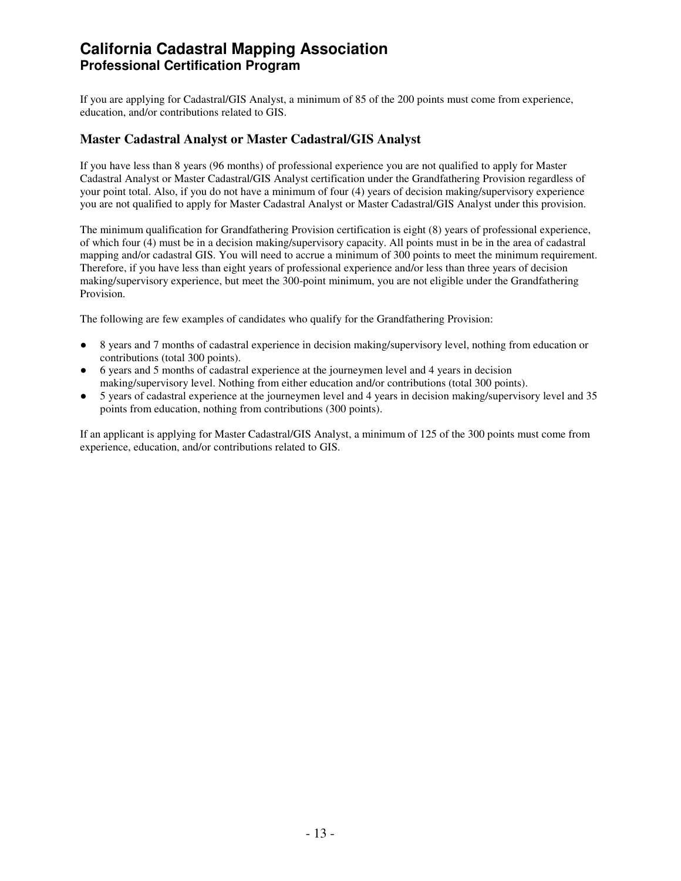If you are applying for Cadastral/GIS Analyst, a minimum of 85 of the 200 points must come from experience, education, and/or contributions related to GIS.

### Master Cadastral Analyst or Master Cadastral/GIS Analyst

If you have less than 8 years (96 months) of professional experience you are not qualified to apply for Master Cadastral Analyst or Master Cadastral/GIS Analyst certification under the Grandfathering Provision regardless of your point total. Also, if you do not have a minimum of four (4) years of decision making/supervisory experience you are not qualified to apply for Master Cadastral Analyst or Master Cadastral/GIS Analyst under this provision.

The minimum qualification for Grandfathering Provision certification is eight (8) years of professional experience, of which four (4) must be in a decision making/supervisory capacity. All points must in be in the area of cadastral mapping and/or cadastral GIS. You will need to accrue a minimum of 300 points to meet the minimum requirement. Therefore, if you have less than eight years of professional experience and/or less than three years of decision making/supervisory experience, but meet the 300-point minimum, you are not eligible under the Grandfathering Provision.

The following are few examples of candidates who qualify for the Grandfathering Provision:

- 8 years and 7 months of cadastral experience in decision making/supervisory level, nothing from education or contributions (total 300 points).
- 6 years and 5 months of cadastral experience at the journeymen level and 4 years in decision making/supervisory level. Nothing from either education and/or contributions (total 300 points).
- 5 years of cadastral experience at the journeymen level and 4 years in decision making/supervisory level and 35 points from education, nothing from contributions (300 points).

If an applicant is applying for Master Cadastral/GIS Analyst, a minimum of 125 of the 300 points must come from experience, education, and/or contributions related to GIS.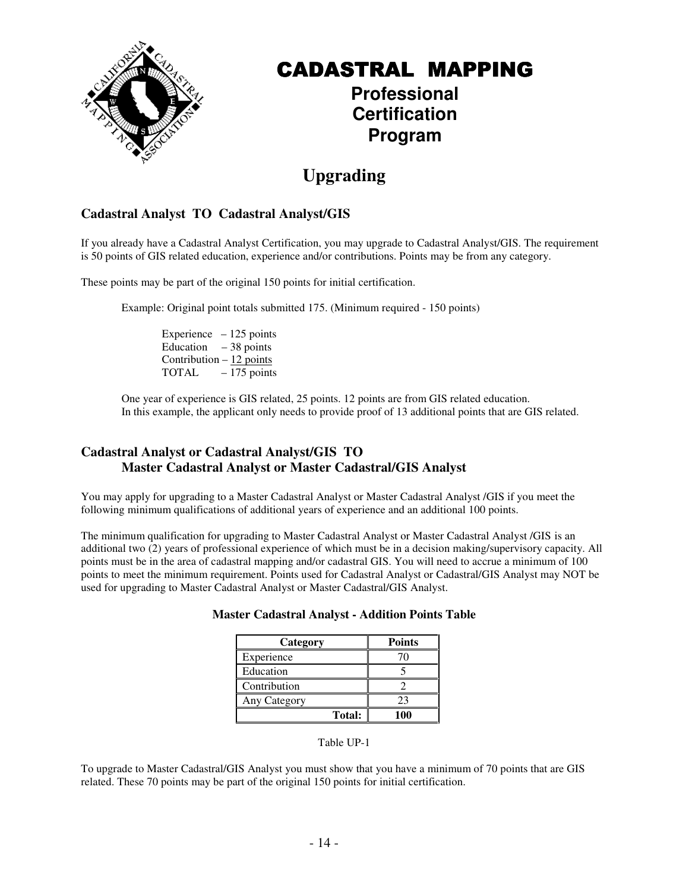# CADASTRAL MAPPING

## Professional Certification Program

## Upgrading

### Cadastral Analyst TO Cadastral Analyst/GIS

If you already have a Cadastral Analyst Certification, you may upgrade to Cadastral Analyst/GIS. The requirement is 50 points of GIS related education, experience and/or contributions. Points may be from any category.

These points may be part of the original 150 points for initial certification.

Example: Original point totals submitted 175. (Minimum required - 150 points)

Experience – 125 points
Education – 38 points
Contribution – 12 points
TOTAL – 175 points

One year of experience is GIS related, 25 points. 12 points are from GIS related education.
In this example, the applicant only needs to provide proof of 13 additional points that are GIS related.

### Cadastral Analyst or Cadastral Analyst/GIS TO Master Cadastral Analyst or Master Cadastral/GIS Analyst

You may apply for upgrading to a Master Cadastral Analyst or Master Cadastral Analyst /GIS if you meet the following minimum qualifications of additional years of experience and an additional 100 points.

The minimum qualification for upgrading to Master Cadastral Analyst or Master Cadastral Analyst /GIS is an additional two (2) years of professional experience of which must be in a decision making/supervisory capacity. All points must be in the area of cadastral mapping and/or cadastral GIS. You will need to accrue a minimum of 100 points to meet the minimum requirement. Points used for Cadastral Analyst or Cadastral/GIS Analyst may NOT be used for upgrading to Master Cadastral Analyst or Master Cadastral/GIS Analyst.

**Master Cadastral Analyst - Addition Points Table**

| Category | Points |
|---|---|
| Experience | 70 |
| Education | 5 |
| Contribution | 2 |
| Any Category | 23 |
| **Total:** | **100** |

Table UP-1

To upgrade to Master Cadastral/GIS Analyst you must show that you have a minimum of 70 points that are GIS related. These 70 points may be part of the original 150 points for initial certification.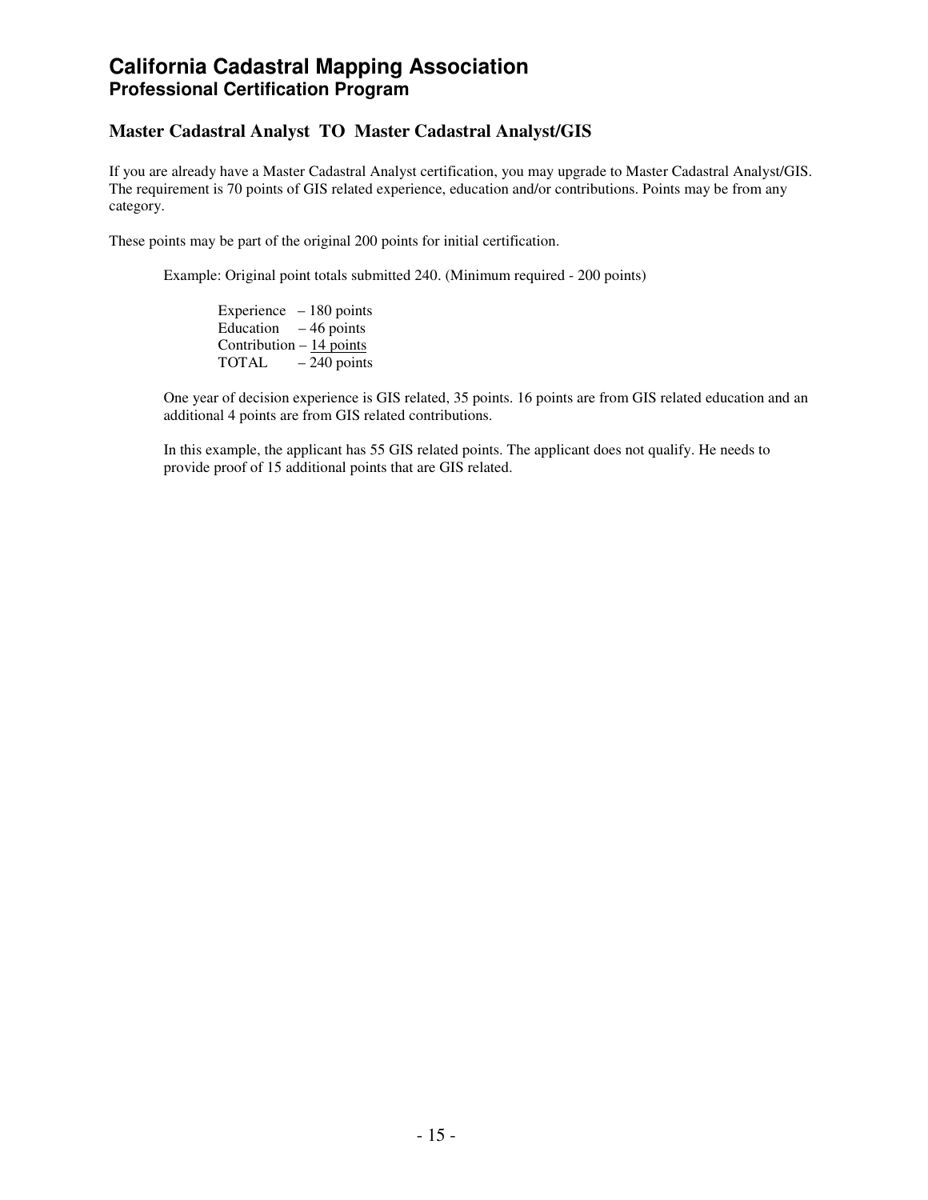# California Cadastral Mapping Association
## Professional Certification Program

### Master Cadastral Analyst TO Master Cadastral Analyst/GIS

If you are already have a Master Cadastral Analyst certification, you may upgrade to Master Cadastral Analyst/GIS. The requirement is 70 points of GIS related experience, education and/or contributions. Points may be from any category.

These points may be part of the original 200 points for initial certification.

> Example: Original point totals submitted 240. (Minimum required - 200 points)
>
> Experience – 180 points
> Education – 46 points
> Contribution – 14 points
> TOTAL – 240 points
>
> One year of decision experience is GIS related, 35 points. 16 points are from GIS related education and an additional 4 points are from GIS related contributions.
>
> In this example, the applicant has 55 GIS related points. The applicant does not qualify. He needs to provide proof of 15 additional points that are GIS related.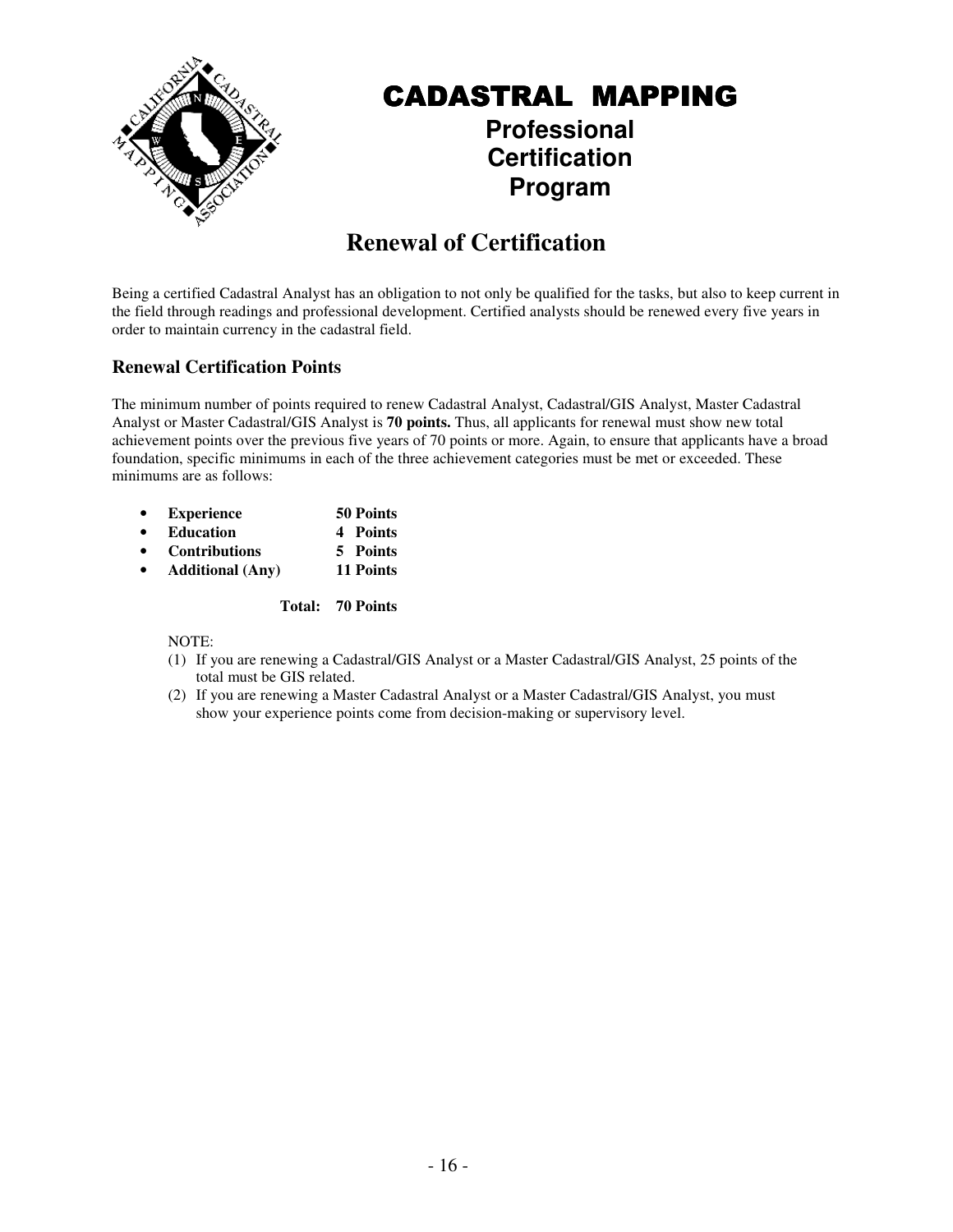# CADASTRAL MAPPING

**Professional Certification Program**

## Renewal of Certification

Being a certified Cadastral Analyst has an obligation to not only be qualified for the tasks, but also to keep current in the field through readings and professional development. Certified analysts should be renewed every five years in order to maintain currency in the cadastral field.

### Renewal Certification Points

The minimum number of points required to renew Cadastral Analyst, Cadastral/GIS Analyst, Master Cadastral Analyst or Master Cadastral/GIS Analyst is **70 points.** Thus, all applicants for renewal must show new total achievement points over the previous five years of 70 points or more. Again, to ensure that applicants have a broad foundation, specific minimums in each of the three achievement categories must be met or exceeded. These minimums are as follows:

- **Experience** — **50 Points**
- **Education** — **4 Points**
- **Contributions** — **5 Points**
- **Additional (Any)** — **11 Points**

**Total: 70 Points**

NOTE:

(1) If you are renewing a Cadastral/GIS Analyst or a Master Cadastral/GIS Analyst, 25 points of the total must be GIS related.

(2) If you are renewing a Master Cadastral Analyst or a Master Cadastral/GIS Analyst, you must show your experience points come from decision-making or supervisory level.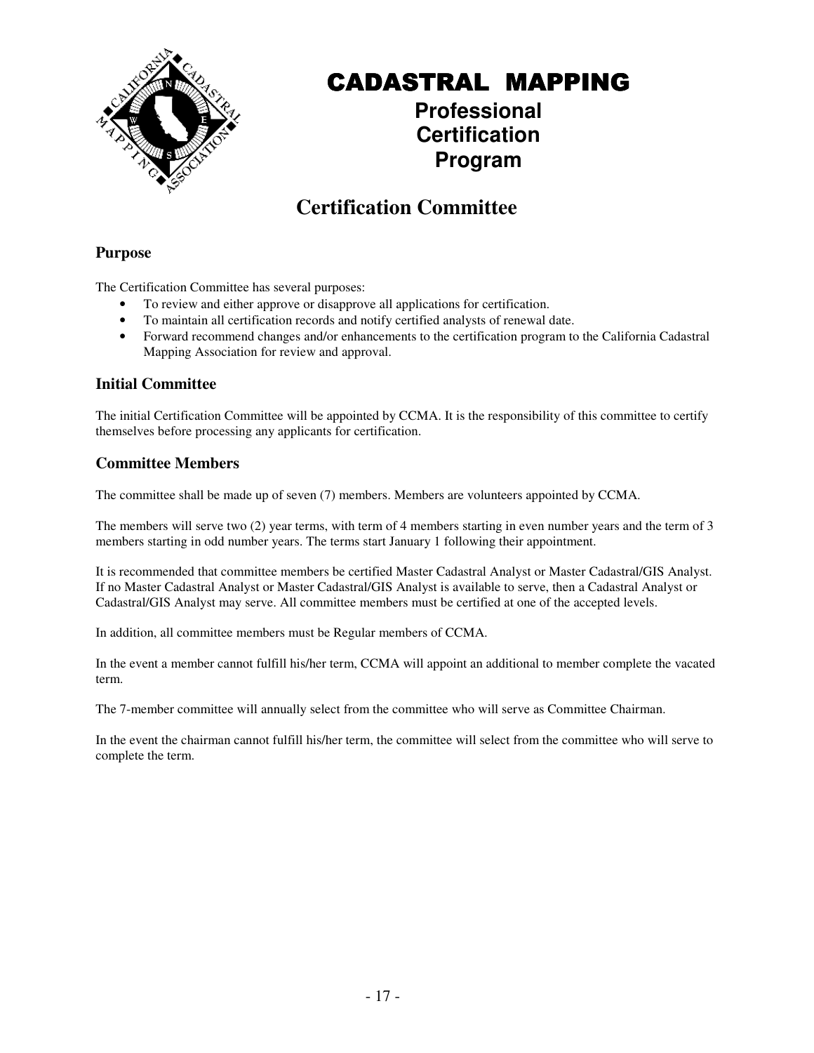# CADASTRAL MAPPING

**Professional Certification Program**

## Certification Committee

### Purpose

The Certification Committee has several purposes:

- To review and either approve or disapprove all applications for certification.
- To maintain all certification records and notify certified analysts of renewal date.
- Forward recommend changes and/or enhancements to the certification program to the California Cadastral Mapping Association for review and approval.

### Initial Committee

The initial Certification Committee will be appointed by CCMA. It is the responsibility of this committee to certify themselves before processing any applicants for certification.

### Committee Members

The committee shall be made up of seven (7) members. Members are volunteers appointed by CCMA.

The members will serve two (2) year terms, with term of 4 members starting in even number years and the term of 3 members starting in odd number years. The terms start January 1 following their appointment.

It is recommended that committee members be certified Master Cadastral Analyst or Master Cadastral/GIS Analyst. If no Master Cadastral Analyst or Master Cadastral/GIS Analyst is available to serve, then a Cadastral Analyst or Cadastral/GIS Analyst may serve. All committee members must be certified at one of the accepted levels.

In addition, all committee members must be Regular members of CCMA.

In the event a member cannot fulfill his/her term, CCMA will appoint an additional to member complete the vacated term.

The 7-member committee will annually select from the committee who will serve as Committee Chairman.

In the event the chairman cannot fulfill his/her term, the committee will select from the committee who will serve to complete the term.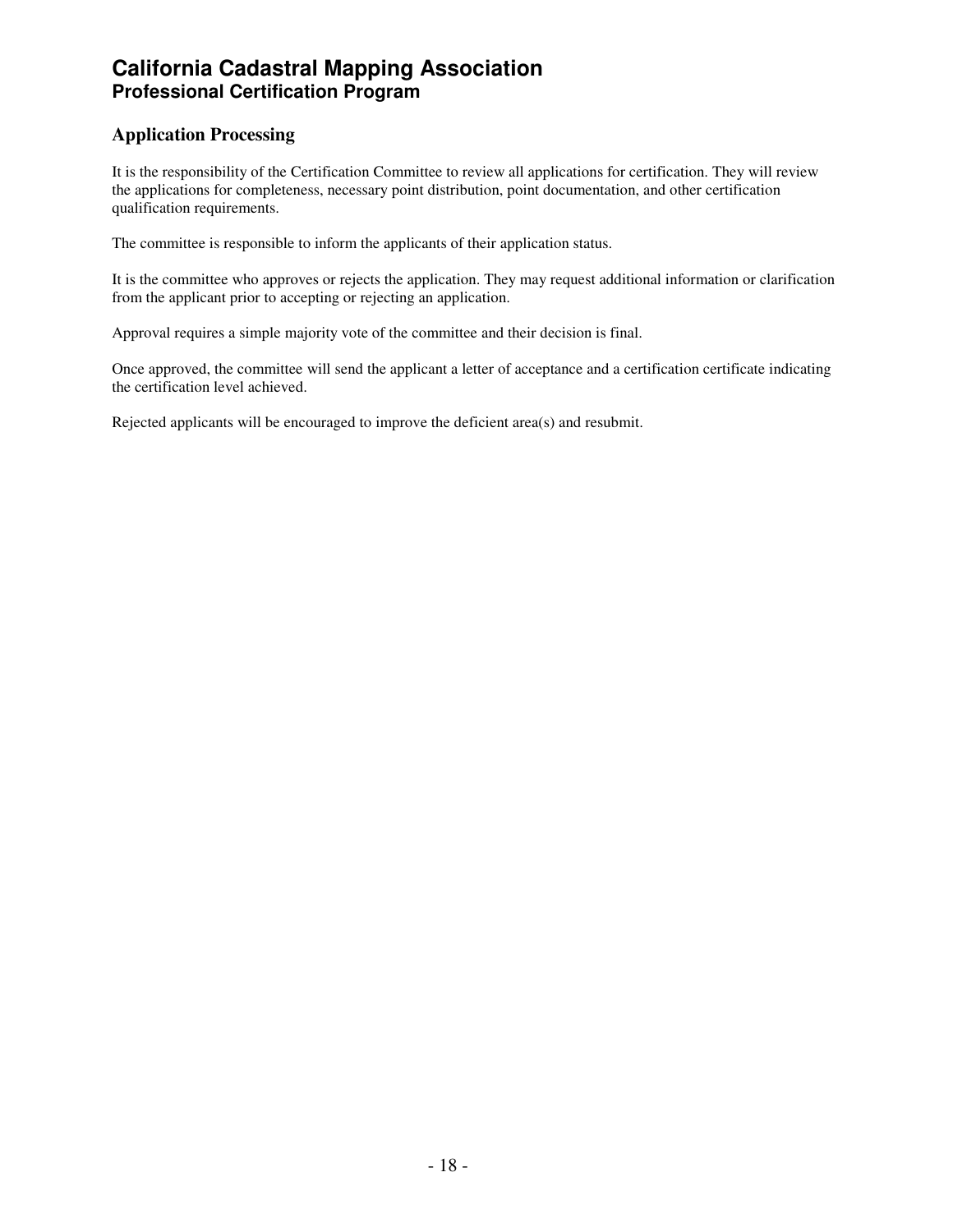## Application Processing

It is the responsibility of the Certification Committee to review all applications for certification. They will review the applications for completeness, necessary point distribution, point documentation, and other certification qualification requirements.

The committee is responsible to inform the applicants of their application status.

It is the committee who approves or rejects the application. They may request additional information or clarification from the applicant prior to accepting or rejecting an application.

Approval requires a simple majority vote of the committee and their decision is final.

Once approved, the committee will send the applicant a letter of acceptance and a certification certificate indicating the certification level achieved.

Rejected applicants will be encouraged to improve the deficient area(s) and resubmit.